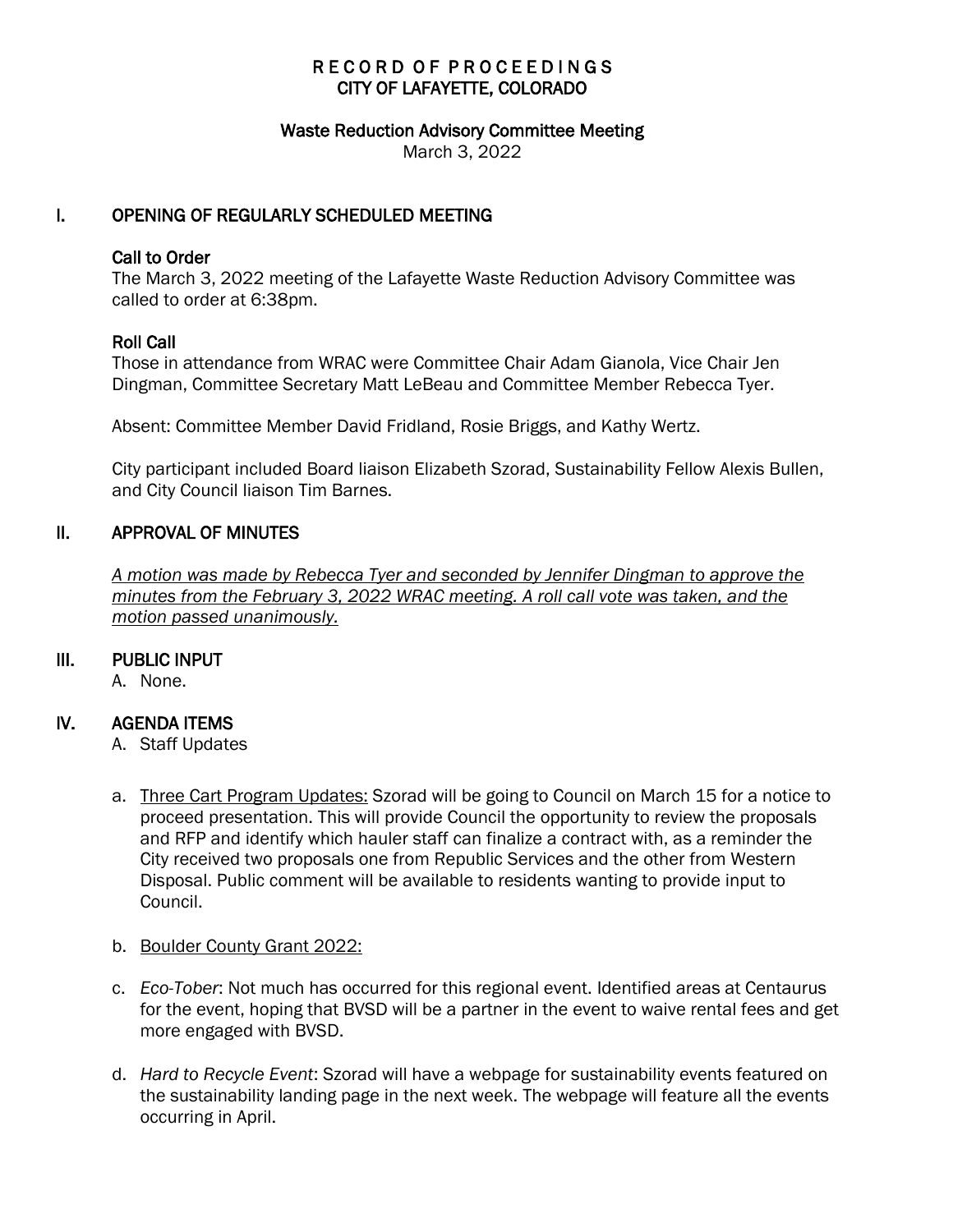# RECORD OF PROCEEDINGS
# CITY OF LAFAYETTE, COLORADO

## Waste Reduction Advisory Committee Meeting

March 3, 2022

## I. OPENING OF REGULARLY SCHEDULED MEETING

### Call to Order

The March 3, 2022 meeting of the Lafayette Waste Reduction Advisory Committee was called to order at 6:38pm.

### Roll Call

Those in attendance from WRAC were Committee Chair Adam Gianola, Vice Chair Jen Dingman, Committee Secretary Matt LeBeau and Committee Member Rebecca Tyer.

Absent: Committee Member David Fridland, Rosie Briggs, and Kathy Wertz.

City participant included Board liaison Elizabeth Szorad, Sustainability Fellow Alexis Bullen, and City Council liaison Tim Barnes.

## II. APPROVAL OF MINUTES

*A motion was made by Rebecca Tyer and seconded by Jennifer Dingman to approve the minutes from the February 3, 2022 WRAC meeting. A roll call vote was taken, and the motion passed unanimously.*

## III. PUBLIC INPUT

A. None.

## IV. AGENDA ITEMS

A. Staff Updates

a. Three Cart Program Updates: Szorad will be going to Council on March 15 for a notice to proceed presentation. This will provide Council the opportunity to review the proposals and RFP and identify which hauler staff can finalize a contract with, as a reminder the City received two proposals one from Republic Services and the other from Western Disposal. Public comment will be available to residents wanting to provide input to Council.

b. Boulder County Grant 2022:

c. *Eco-Tober*: Not much has occurred for this regional event. Identified areas at Centaurus for the event, hoping that BVSD will be a partner in the event to waive rental fees and get more engaged with BVSD.

d. *Hard to Recycle Event*: Szorad will have a webpage for sustainability events featured on the sustainability landing page in the next week. The webpage will feature all the events occurring in April.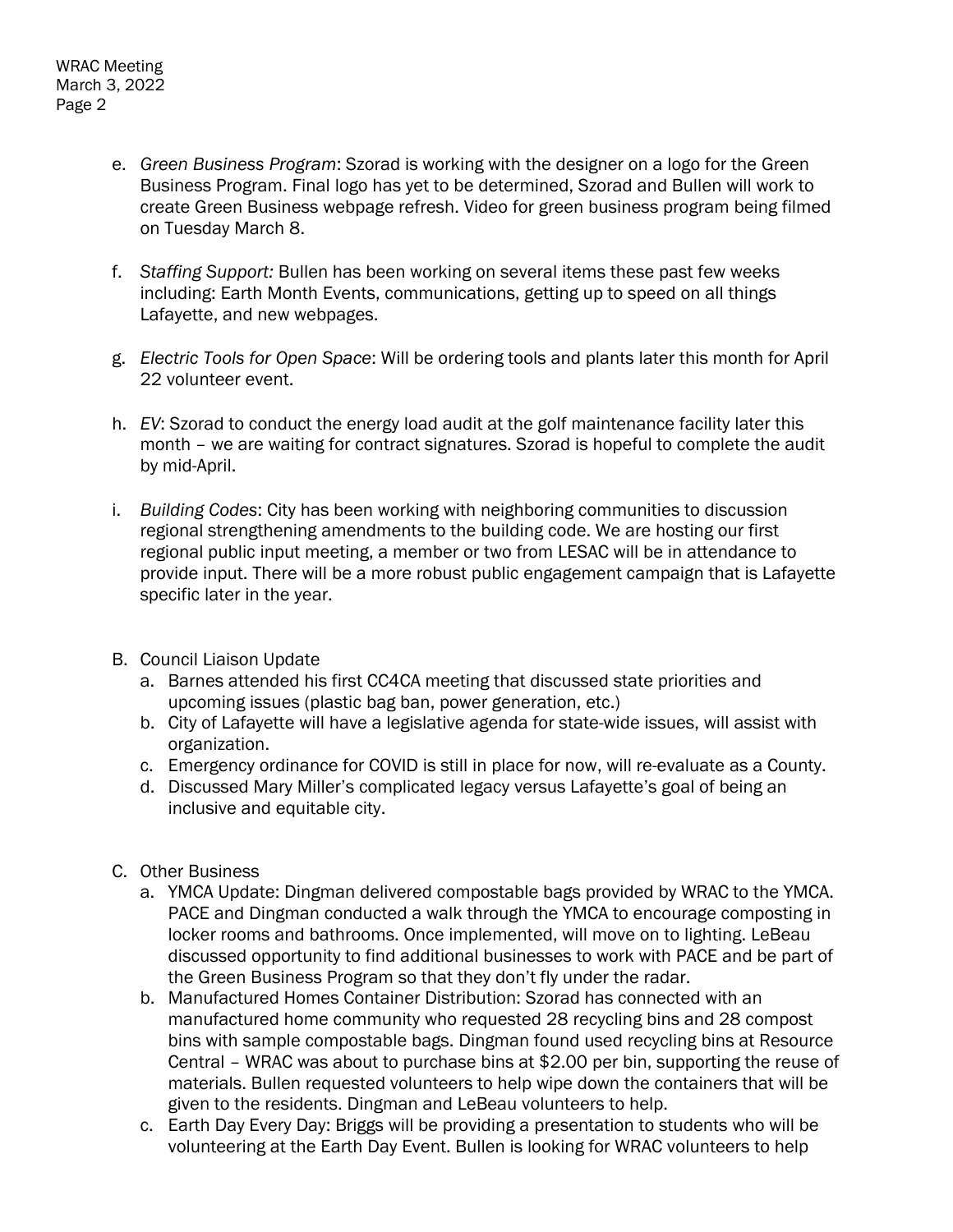e. *Green Business Program*: Szorad is working with the designer on a logo for the Green Business Program. Final logo has yet to be determined, Szorad and Bullen will work to create Green Business webpage refresh. Video for green business program being filmed on Tuesday March 8.

f. *Staffing Support:* Bullen has been working on several items these past few weeks including: Earth Month Events, communications, getting up to speed on all things Lafayette, and new webpages.

g. *Electric Tools for Open Space*: Will be ordering tools and plants later this month for April 22 volunteer event.

h. *EV*: Szorad to conduct the energy load audit at the golf maintenance facility later this month – we are waiting for contract signatures. Szorad is hopeful to complete the audit by mid-April.

i. *Building Codes*: City has been working with neighboring communities to discussion regional strengthening amendments to the building code. We are hosting our first regional public input meeting, a member or two from LESAC will be in attendance to provide input. There will be a more robust public engagement campaign that is Lafayette specific later in the year.

B. Council Liaison Update
   a. Barnes attended his first CC4CA meeting that discussed state priorities and upcoming issues (plastic bag ban, power generation, etc.)
   b. City of Lafayette will have a legislative agenda for state-wide issues, will assist with organization.
   c. Emergency ordinance for COVID is still in place for now, will re-evaluate as a County.
   d. Discussed Mary Miller's complicated legacy versus Lafayette's goal of being an inclusive and equitable city.

C. Other Business
   a. YMCA Update: Dingman delivered compostable bags provided by WRAC to the YMCA. PACE and Dingman conducted a walk through the YMCA to encourage composting in locker rooms and bathrooms. Once implemented, will move on to lighting. LeBeau discussed opportunity to find additional businesses to work with PACE and be part of the Green Business Program so that they don't fly under the radar.
   b. Manufactured Homes Container Distribution: Szorad has connected with an manufactured home community who requested 28 recycling bins and 28 compost bins with sample compostable bags. Dingman found used recycling bins at Resource Central – WRAC was about to purchase bins at $2.00 per bin, supporting the reuse of materials. Bullen requested volunteers to help wipe down the containers that will be given to the residents. Dingman and LeBeau volunteers to help.
   c. Earth Day Every Day: Briggs will be providing a presentation to students who will be volunteering at the Earth Day Event. Bullen is looking for WRAC volunteers to help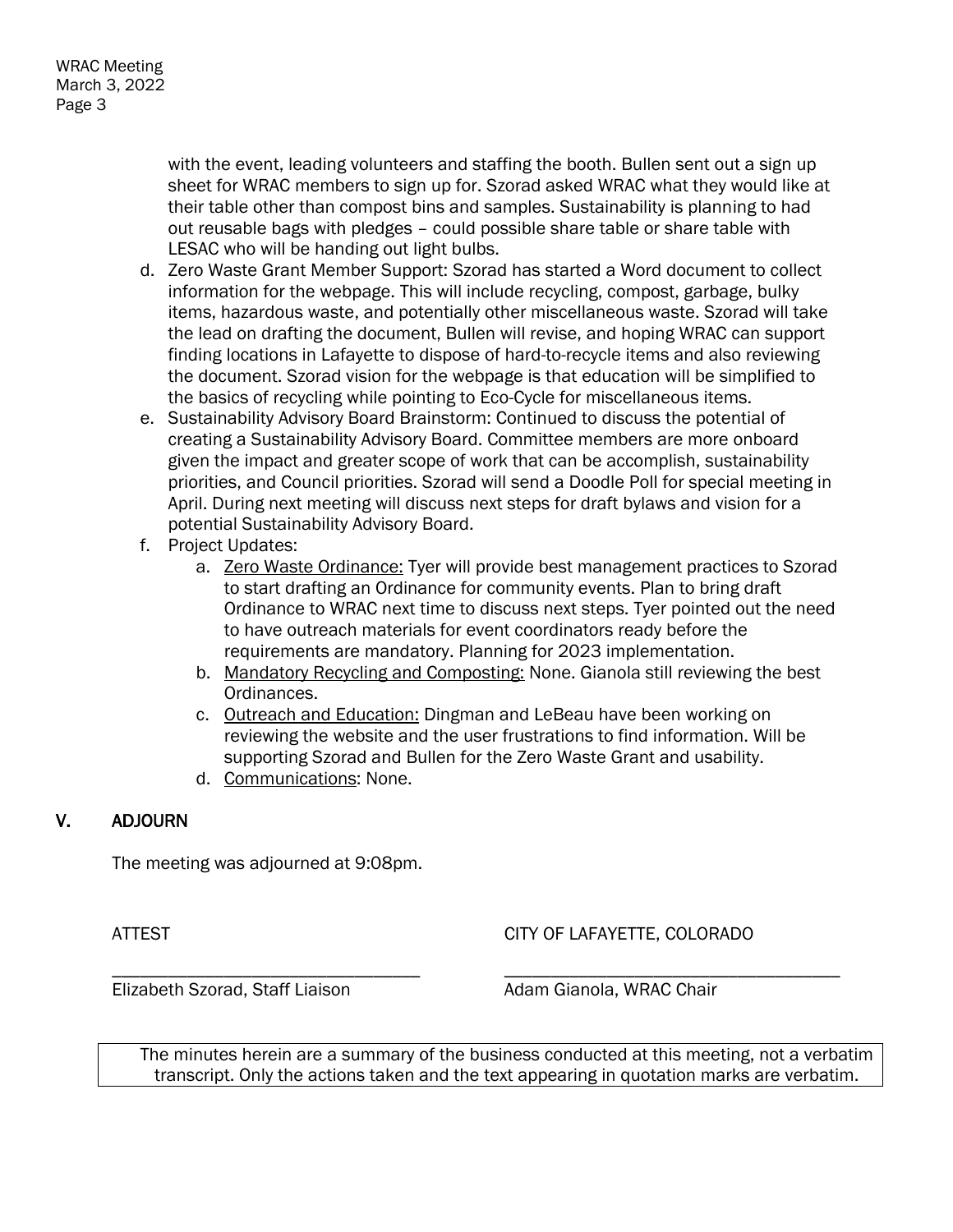with the event, leading volunteers and staffing the booth. Bullen sent out a sign up sheet for WRAC members to sign up for. Szorad asked WRAC what they would like at their table other than compost bins and samples. Sustainability is planning to had out reusable bags with pledges – could possible share table or share table with LESAC who will be handing out light bulbs.

d. Zero Waste Grant Member Support: Szorad has started a Word document to collect information for the webpage. This will include recycling, compost, garbage, bulky items, hazardous waste, and potentially other miscellaneous waste. Szorad will take the lead on drafting the document, Bullen will revise, and hoping WRAC can support finding locations in Lafayette to dispose of hard-to-recycle items and also reviewing the document. Szorad vision for the webpage is that education will be simplified to the basics of recycling while pointing to Eco-Cycle for miscellaneous items.
e. Sustainability Advisory Board Brainstorm: Continued to discuss the potential of creating a Sustainability Advisory Board. Committee members are more onboard given the impact and greater scope of work that can be accomplish, sustainability priorities, and Council priorities. Szorad will send a Doodle Poll for special meeting in April. During next meeting will discuss next steps for draft bylaws and vision for a potential Sustainability Advisory Board.
f. Project Updates:
    a. Zero Waste Ordinance: Tyer will provide best management practices to Szorad to start drafting an Ordinance for community events. Plan to bring draft Ordinance to WRAC next time to discuss next steps. Tyer pointed out the need to have outreach materials for event coordinators ready before the requirements are mandatory. Planning for 2023 implementation.
    b. Mandatory Recycling and Composting: None. Gianola still reviewing the best Ordinances.
    c. Outreach and Education: Dingman and LeBeau have been working on reviewing the website and the user frustrations to find information. Will be supporting Szorad and Bullen for the Zero Waste Grant and usability.
    d. Communications: None.

## V. ADJOURN

The meeting was adjourned at 9:08pm.

ATTEST

_________________________________
Elizabeth Szorad, Staff Liaison

CITY OF LAFAYETTE, COLORADO

____________________________________
Adam Gianola, WRAC Chair

The minutes herein are a summary of the business conducted at this meeting, not a verbatim transcript. Only the actions taken and the text appearing in quotation marks are verbatim.